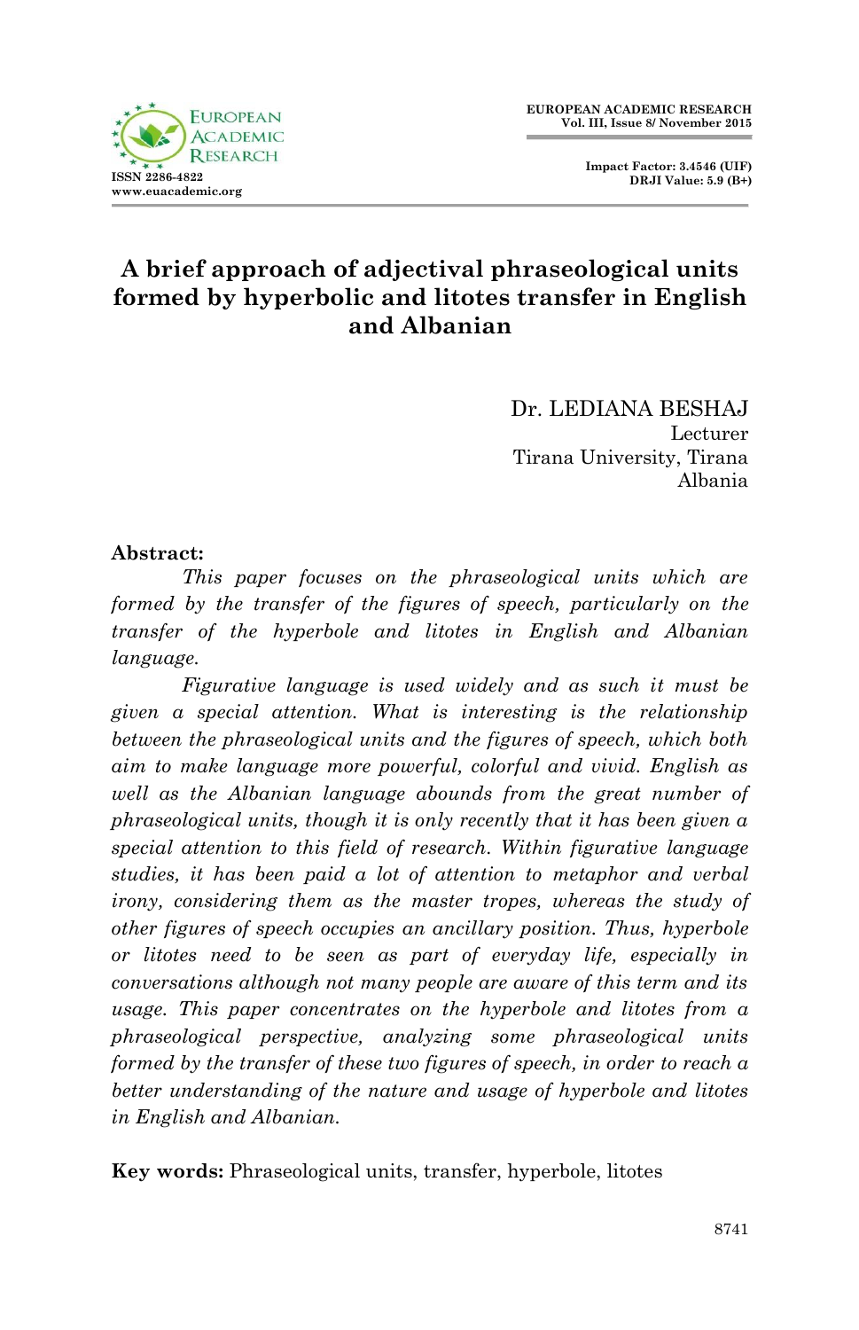# A brief approach of adjectival phraseological units formed by hyperbolic and litotes transfer in English and Albanian

Dr. LEDIANA BESHAJ
Lecturer
Tirana University, Tirana
Albania

**Abstract:**

*This paper focuses on the phraseological units which are formed by the transfer of the figures of speech, particularly on the transfer of the hyperbole and litotes in English and Albanian language.*

*Figurative language is used widely and as such it must be given a special attention. What is interesting is the relationship between the phraseological units and the figures of speech, which both aim to make language more powerful, colorful and vivid. English as well as the Albanian language abounds from the great number of phraseological units, though it is only recently that it has been given a special attention to this field of research. Within figurative language studies, it has been paid a lot of attention to metaphor and verbal irony, considering them as the master tropes, whereas the study of other figures of speech occupies an ancillary position. Thus, hyperbole or litotes need to be seen as part of everyday life, especially in conversations although not many people are aware of this term and its usage. This paper concentrates on the hyperbole and litotes from a phraseological perspective, analyzing some phraseological units formed by the transfer of these two figures of speech, in order to reach a better understanding of the nature and usage of hyperbole and litotes in English and Albanian.*

**Key words:** Phraseological units, transfer, hyperbole, litotes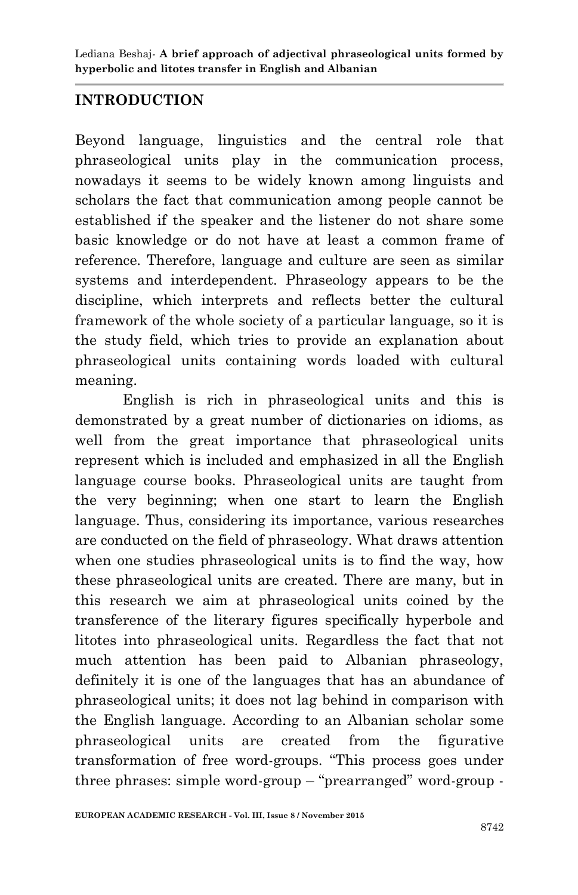## INTRODUCTION

Beyond language, linguistics and the central role that phraseological units play in the communication process, nowadays it seems to be widely known among linguists and scholars the fact that communication among people cannot be established if the speaker and the listener do not share some basic knowledge or do not have at least a common frame of reference. Therefore, language and culture are seen as similar systems and interdependent. Phraseology appears to be the discipline, which interprets and reflects better the cultural framework of the whole society of a particular language, so it is the study field, which tries to provide an explanation about phraseological units containing words loaded with cultural meaning.

English is rich in phraseological units and this is demonstrated by a great number of dictionaries on idioms, as well from the great importance that phraseological units represent which is included and emphasized in all the English language course books. Phraseological units are taught from the very beginning; when one start to learn the English language. Thus, considering its importance, various researches are conducted on the field of phraseology. What draws attention when one studies phraseological units is to find the way, how these phraseological units are created. There are many, but in this research we aim at phraseological units coined by the transference of the literary figures specifically hyperbole and litotes into phraseological units. Regardless the fact that not much attention has been paid to Albanian phraseology, definitely it is one of the languages that has an abundance of phraseological units; it does not lag behind in comparison with the English language. According to an Albanian scholar some phraseological units are created from the figurative transformation of free word-groups. "This process goes under three phrases: simple word-group – "prearranged" word-group -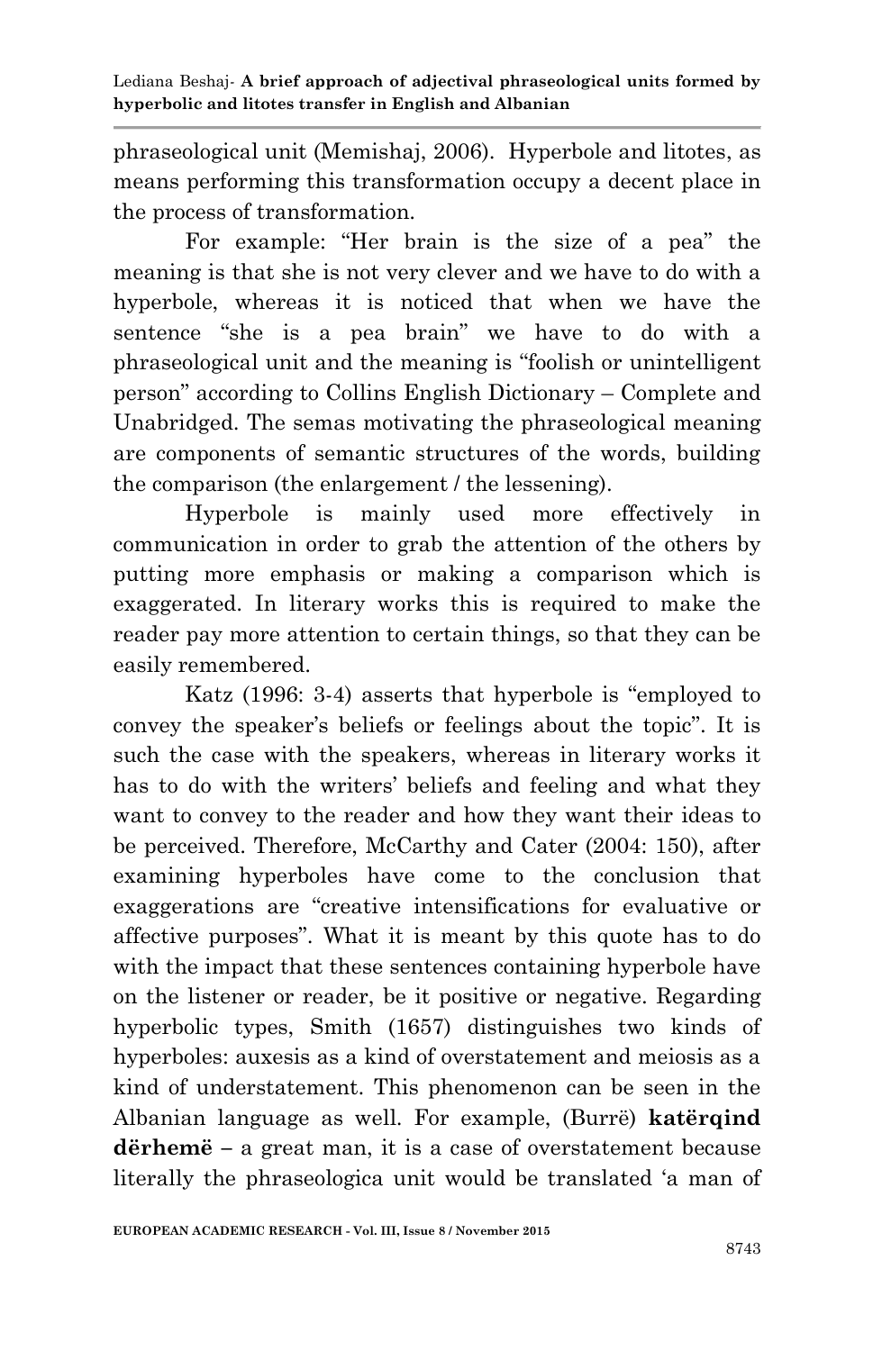phraseological unit (Memishaj, 2006). Hyperbole and litotes, as means performing this transformation occupy a decent place in the process of transformation.

For example: "Her brain is the size of a pea" the meaning is that she is not very clever and we have to do with a hyperbole, whereas it is noticed that when we have the sentence "she is a pea brain" we have to do with a phraseological unit and the meaning is "foolish or unintelligent person" according to Collins English Dictionary – Complete and Unabridged. The semas motivating the phraseological meaning are components of semantic structures of the words, building the comparison (the enlargement / the lessening).

Hyperbole is mainly used more effectively in communication in order to grab the attention of the others by putting more emphasis or making a comparison which is exaggerated. In literary works this is required to make the reader pay more attention to certain things, so that they can be easily remembered.

Katz (1996: 3-4) asserts that hyperbole is "employed to convey the speaker's beliefs or feelings about the topic". It is such the case with the speakers, whereas in literary works it has to do with the writers' beliefs and feeling and what they want to convey to the reader and how they want their ideas to be perceived. Therefore, McCarthy and Cater (2004: 150), after examining hyperboles have come to the conclusion that exaggerations are "creative intensifications for evaluative or affective purposes". What it is meant by this quote has to do with the impact that these sentences containing hyperbole have on the listener or reader, be it positive or negative. Regarding hyperbolic types, Smith (1657) distinguishes two kinds of hyperboles: auxesis as a kind of overstatement and meiosis as a kind of understatement. This phenomenon can be seen in the Albanian language as well. For example, (Burrë) **katërqind dërhemë** – a great man, it is a case of overstatement because literally the phraseologica unit would be translated 'a man of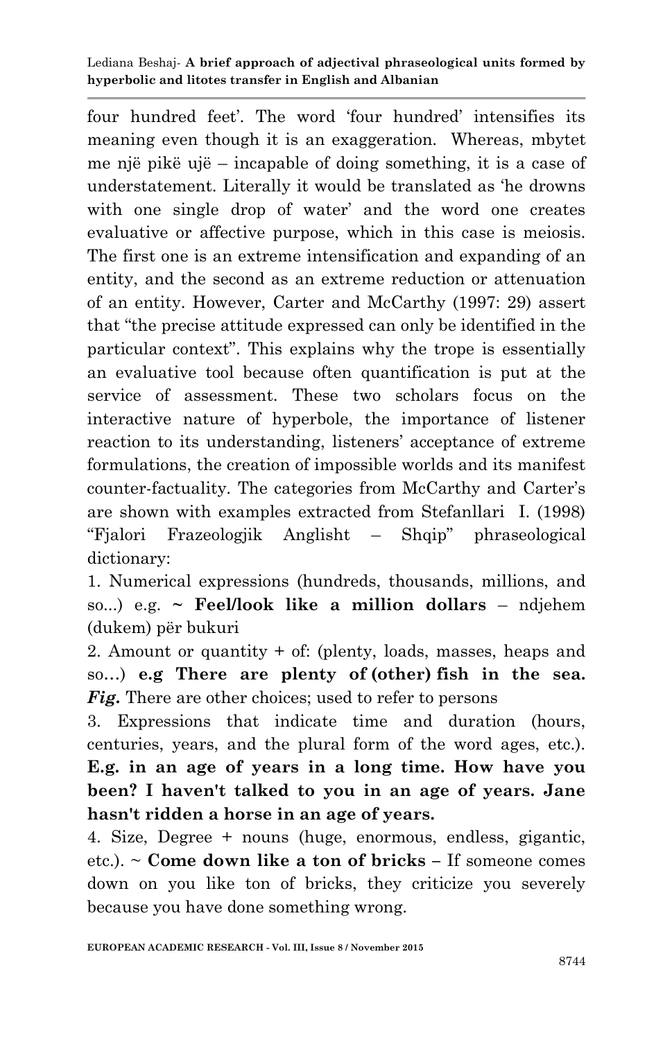four hundred feet'. The word 'four hundred' intensifies its meaning even though it is an exaggeration. Whereas, mbytet me një pikë ujë – incapable of doing something, it is a case of understatement. Literally it would be translated as 'he drowns with one single drop of water' and the word one creates evaluative or affective purpose, which in this case is meiosis. The first one is an extreme intensification and expanding of an entity, and the second as an extreme reduction or attenuation of an entity. However, Carter and McCarthy (1997: 29) assert that "the precise attitude expressed can only be identified in the particular context". This explains why the trope is essentially an evaluative tool because often quantification is put at the service of assessment. These two scholars focus on the interactive nature of hyperbole, the importance of listener reaction to its understanding, listeners' acceptance of extreme formulations, the creation of impossible worlds and its manifest counter-factuality. The categories from McCarthy and Carter's are shown with examples extracted from Stefanllari I. (1998) "Fjalori Frazeologjik Anglisht – Shqip" phraseological dictionary:

1. Numerical expressions (hundreds, thousands, millions, and so...) e.g. **~ Feel/look like a million dollars** – ndjehem (dukem) për bukuri
2. Amount or quantity + of: (plenty, loads, masses, heaps and so…) **e.g There are plenty of (other) fish in the sea.** ***Fig.*** There are other choices; used to refer to persons
3. Expressions that indicate time and duration (hours, centuries, years, and the plural form of the word ages, etc.). **E.g. in an age of years in a long time. How have you been? I haven't talked to you in an age of years. Jane hasn't ridden a horse in an age of years.**
4. Size, Degree + nouns (huge, enormous, endless, gigantic, etc.). ~ **Come down like a ton of bricks –** If someone comes down on you like ton of bricks, they criticize you severely because you have done something wrong.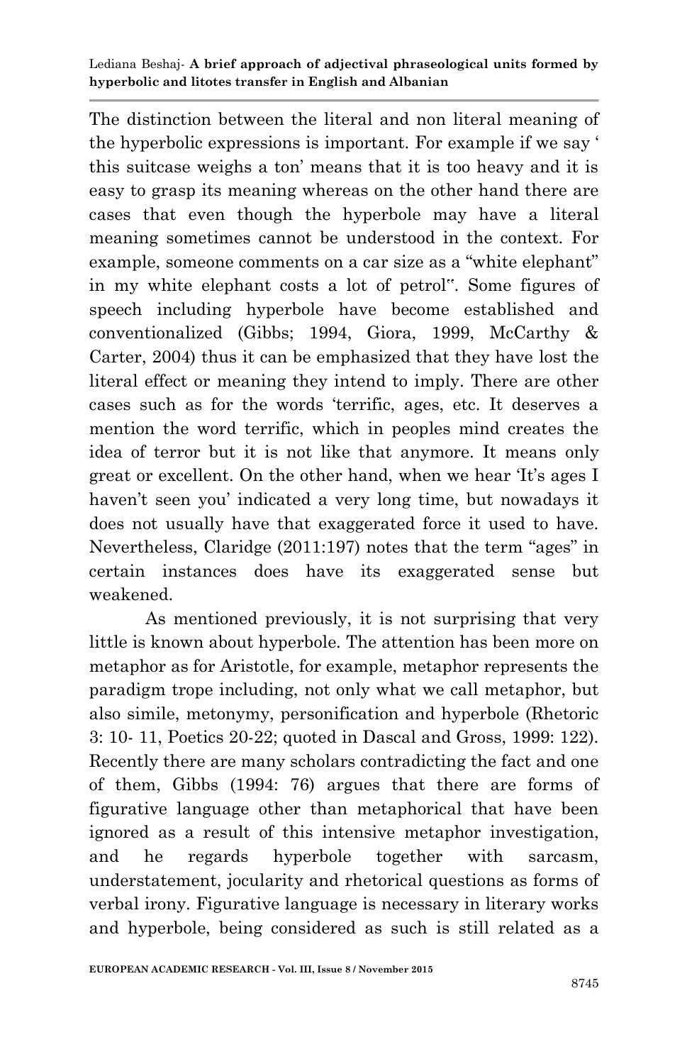The distinction between the literal and non literal meaning of the hyperbolic expressions is important. For example if we say ' this suitcase weighs a ton' means that it is too heavy and it is easy to grasp its meaning whereas on the other hand there are cases that even though the hyperbole may have a literal meaning sometimes cannot be understood in the context. For example, someone comments on a car size as a "white elephant" in my white elephant costs a lot of petrol‟. Some figures of speech including hyperbole have become established and conventionalized (Gibbs; 1994, Giora, 1999, McCarthy & Carter, 2004) thus it can be emphasized that they have lost the literal effect or meaning they intend to imply. There are other cases such as for the words 'terrific, ages, etc. It deserves a mention the word terrific, which in peoples mind creates the idea of terror but it is not like that anymore. It means only great or excellent. On the other hand, when we hear 'It's ages I haven't seen you' indicated a very long time, but nowadays it does not usually have that exaggerated force it used to have. Nevertheless, Claridge (2011:197) notes that the term "ages" in certain instances does have its exaggerated sense but weakened.

As mentioned previously, it is not surprising that very little is known about hyperbole. The attention has been more on metaphor as for Aristotle, for example, metaphor represents the paradigm trope including, not only what we call metaphor, but also simile, metonymy, personification and hyperbole (Rhetoric 3: 10- 11, Poetics 20-22; quoted in Dascal and Gross, 1999: 122). Recently there are many scholars contradicting the fact and one of them, Gibbs (1994: 76) argues that there are forms of figurative language other than metaphorical that have been ignored as a result of this intensive metaphor investigation, and he regards hyperbole together with sarcasm, understatement, jocularity and rhetorical questions as forms of verbal irony. Figurative language is necessary in literary works and hyperbole, being considered as such is still related as a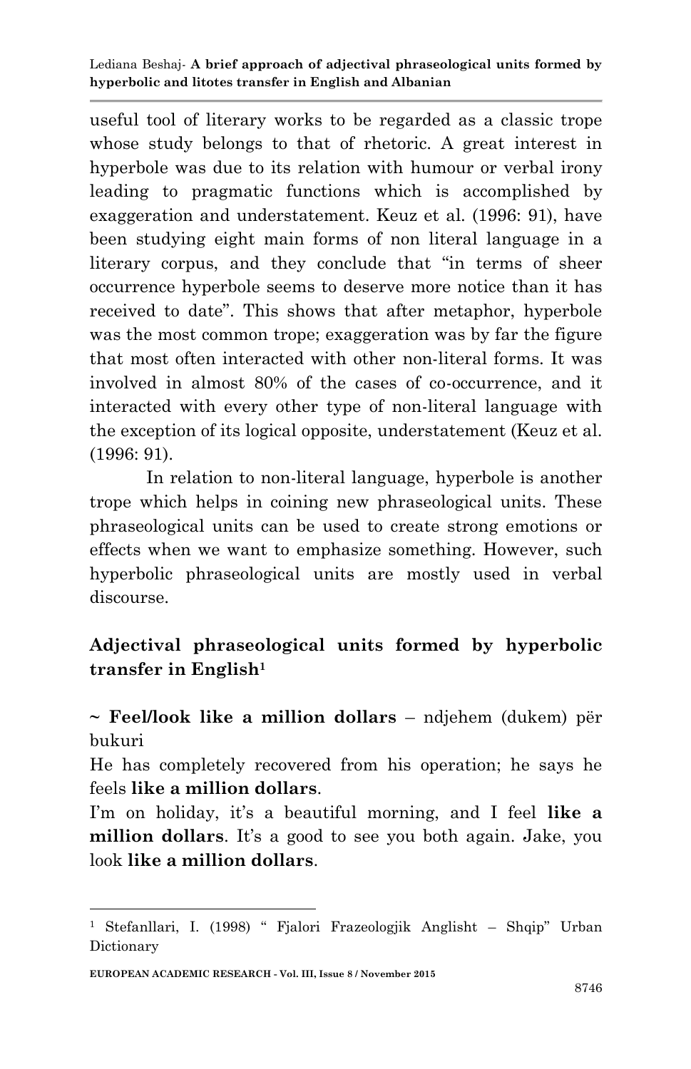useful tool of literary works to be regarded as a classic trope whose study belongs to that of rhetoric. A great interest in hyperbole was due to its relation with humour or verbal irony leading to pragmatic functions which is accomplished by exaggeration and understatement. Keuz et al. (1996: 91), have been studying eight main forms of non literal language in a literary corpus, and they conclude that "in terms of sheer occurrence hyperbole seems to deserve more notice than it has received to date". This shows that after metaphor, hyperbole was the most common trope; exaggeration was by far the figure that most often interacted with other non-literal forms. It was involved in almost 80% of the cases of co-occurrence, and it interacted with every other type of non-literal language with the exception of its logical opposite, understatement (Keuz et al. (1996: 91).

In relation to non-literal language, hyperbole is another trope which helps in coining new phraseological units. These phraseological units can be used to create strong emotions or effects when we want to emphasize something. However, such hyperbolic phraseological units are mostly used in verbal discourse.

## Adjectival phraseological units formed by hyperbolic transfer in English[1]

~ **Feel/look like a million dollars** – ndjehem (dukem) për bukuri

He has completely recovered from his operation; he says he feels **like a million dollars**.

I'm on holiday, it's a beautiful morning, and I feel **like a million dollars**. It's a good to see you both again. Jake, you look **like a million dollars**.

---

[1] Stefanllari, I. (1998) " Fjalori Frazeologjik Anglisht – Shqip" Urban Dictionary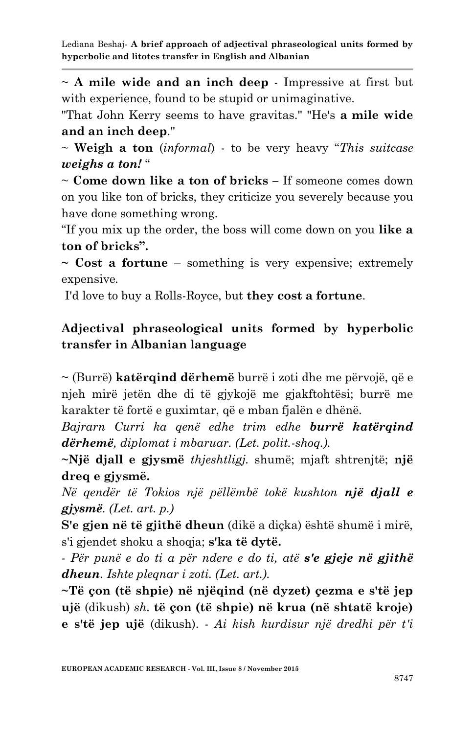~ **A mile wide and an inch deep** - Impressive at first but with experience, found to be stupid or unimaginative.

"That John Kerry seems to have gravitas." "He's **a mile wide and an inch deep**."

~ **Weigh a ton** (*informal*) - to be very heavy "*This suitcase **weighs a ton!*** "

~ **Come down like a ton of bricks –** If someone comes down on you like ton of bricks, they criticize you severely because you have done something wrong.

"If you mix up the order, the boss will come down on you **like a ton of bricks".**

**~ Cost a fortune** – something is very expensive; extremely expensive.

I'd love to buy a Rolls-Royce, but **they cost a fortune**.

## Adjectival phraseological units formed by hyperbolic transfer in Albanian language

~ (Burrë) **katërqind dërhemë** burrë i zoti dhe me përvojë, që e njeh mirë jetën dhe di të gjykojë me gjakftohtësi; burrë me karakter të fortë e guximtar, që e mban fjalën e dhënë.

*Bajrarn Curri ka qenë edhe trim edhe **burrë katërqind dërhemë**, diplomat i mbaruar. (Let. polit.-shoq.).*

**~Një djall e gjysmë** *thjeshtligj.* shumë; mjaft shtrenjtë; **një dreq e gjysmë.**

*Në qendër të Tokios një pëllëmbë tokë kushton **një djall e gjysmë**. (Let. art. p.)*

**S'e gjen në të gjithë dheun** (dikë a diçka) është shumë i mirë, s'i gjendet shoku a shoqja; **s'ka të dytë.**

*- Për punë e do ti a për ndere e do ti, atë **s'e gjeje në gjithë dheun**. Ishte pleqnar i zoti. (Let. art.).*

**~Të çon (të shpie) në njëqind (në dyzet) çezma e s'të jep ujë** (dikush) *sh.* **të çon (të shpie) në krua (në shtatë kroje) e s'të jep ujë** (dikush). *- Ai kish kurdisur një dredhi për t'i*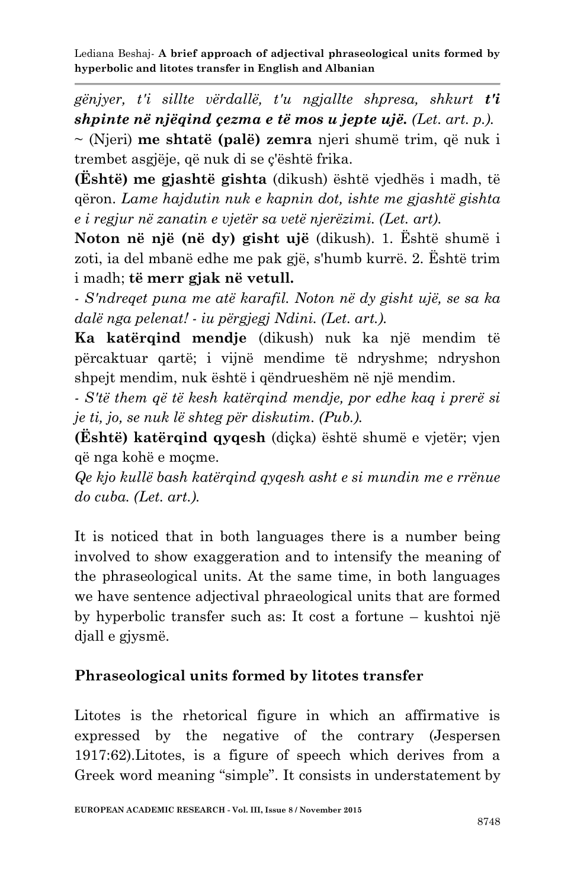*gënjyer, t'i sillte vërdallë, t'u ngjallte shpresa, shkurt* ***t'i shpinte në njëqind çezma e të mos u jepte ujë.*** *(Let. art. p.).*

~ (Njeri) **me shtatë (palë) zemra** njeri shumë trim, që nuk i trembet asgjëje, që nuk di se ç'është frika.

**(Është) me gjashtë gishta** (dikush) është vjedhës i madh, të qëron. *Lame hajdutin nuk e kapnin dot, ishte me gjashtë gishta e i regjur në zanatin e vjetër sa vetë njerëzimi. (Let. art).*

**Noton në një (në dy) gisht ujë** (dikush). 1. Është shumë i zoti, ia del mbanë edhe me pak gjë, s'humb kurrë. 2. Është trim i madh; **të merr gjak në vetull.**

*- S'ndreqet puna me atë karafil. Noton në dy gisht ujë, se sa ka dalë nga pelenat! - iu përgjegj Ndini. (Let. art.).*

**Ka katërqind mendje** (dikush) nuk ka një mendim të përcaktuar qartë; i vijnë mendime të ndryshme; ndryshon shpejt mendim, nuk është i qëndrueshëm në një mendim.

*- S'të them që të kesh katërqind mendje, por edhe kaq i prerë si je ti, jo, se nuk lë shteg për diskutim. (Pub.).*

**(Është) katërqind qyqesh** (diçka) është shumë e vjetër; vjen që nga kohë e moçme.

*Qe kjo kullë bash katërqind qyqesh asht e si mundin me e rrënue do cuba. (Let. art.).*

It is noticed that in both languages there is a number being involved to show exaggeration and to intensify the meaning of the phraseological units. At the same time, in both languages we have sentence adjectival phraeological units that are formed by hyperbolic transfer such as: It cost a fortune – kushtoi një djall e gjysmë.

## Phraseological units formed by litotes transfer

Litotes is the rhetorical figure in which an affirmative is expressed by the negative of the contrary (Jespersen 1917:62).Litotes, is a figure of speech which derives from a Greek word meaning "simple". It consists in understatement by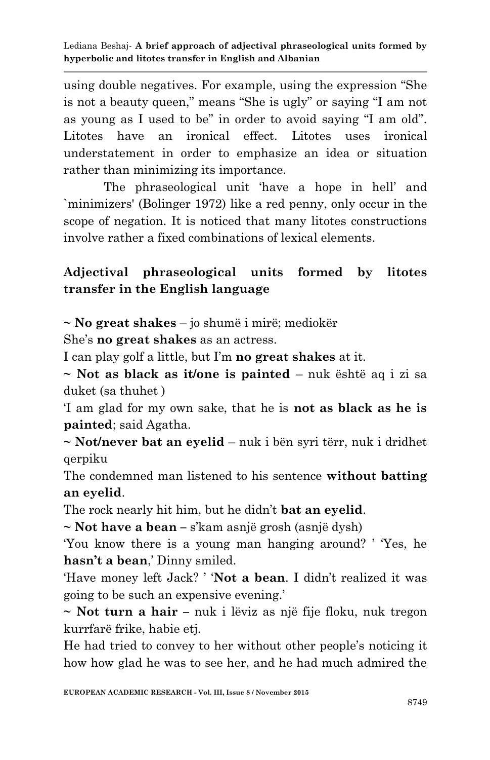using double negatives. For example, using the expression "She is not a beauty queen," means "She is ugly" or saying "I am not as young as I used to be" in order to avoid saying "I am old". Litotes have an ironical effect. Litotes uses ironical understatement in order to emphasize an idea or situation rather than minimizing its importance.

The phraseological unit 'have a hope in hell' and `minimizers' (Bolinger 1972) like a red penny, only occur in the scope of negation. It is noticed that many litotes constructions involve rather a fixed combinations of lexical elements.

## Adjectival phraseological units formed by litotes transfer in the English language

~ **No great shakes** – jo shumë i mirë; mediokër

She's **no great shakes** as an actress.

I can play golf a little, but I'm **no great shakes** at it.

~ **Not as black as it/one is painted** – nuk është aq i zi sa duket (sa thuhet )

'I am glad for my own sake, that he is **not as black as he is painted**; said Agatha.

~ **Not/never bat an eyelid** – nuk i bën syri tërr, nuk i dridhet qerpiku

The condemned man listened to his sentence **without batting an eyelid**.

The rock nearly hit him, but he didn't **bat an eyelid**.

~ **Not have a bean** – s'kam asnjë grosh (asnjë dysh)

'You know there is a young man hanging around? ' 'Yes, he **hasn't a bean**,' Dinny smiled.

'Have money left Jack? ' '**Not a bean**. I didn't realized it was going to be such an expensive evening.'

~ **Not turn a hair** – nuk i lëviz as një fije floku, nuk tregon kurrfarë frike, habie etj.

He had tried to convey to her without other people's noticing it how how glad he was to see her, and he had much admired the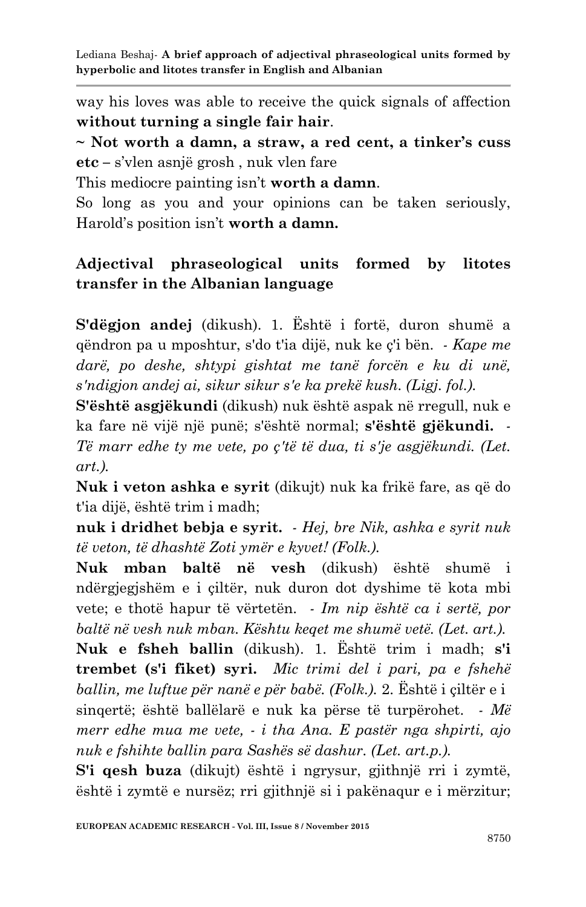way his loves was able to receive the quick signals of affection **without turning a single fair hair**.

**~ Not worth a damn, a straw, a red cent, a tinker's cuss etc** – s'vlen asnjë grosh , nuk vlen fare

This mediocre painting isn't **worth a damn**.

So long as you and your opinions can be taken seriously, Harold's position isn't **worth a damn.**

## Adjectival phraseological units formed by litotes transfer in the Albanian language

**S'dëgjon andej** (dikush). 1. Është i fortë, duron shumë a qëndron pa u mposhtur, s'do t'ia dijë, nuk ke ç'i bën. *- Kape me darë, po deshe, shtypi gishtat me tanë forcën e ku di unë, s'ndigjon andej ai, sikur sikur s'e ka prekë kush. (Ligj. fol.).*

**S'është asgjëkundi** (dikush) nuk është aspak në rregull, nuk e ka fare në vijë një punë; s'është normal; **s'është gjëkundi.** *- Të marr edhe ty me vete, po ç'të të dua, ti s'je asgjëkundi. (Let. art.).*

**Nuk i veton ashka e syrit** (dikujt) nuk ka frikë fare, as që do t'ia dijë, është trim i madh;

**nuk i dridhet bebja e syrit.** *- Hej, bre Nik, ashka e syrit nuk të veton, të dhashtë Zoti ymër e kyvet! (Folk.).*

**Nuk mban baltë në vesh** (dikush) është shumë i ndërgjegjshëm e i çiltër, nuk duron dot dyshime të kota mbi vete; e thotë hapur të vërtetën. *- Im nip është ca i sertë, por baltë në vesh nuk mban. Kështu keqet me shumë vetë. (Let. art.).*

**Nuk e fsheh ballin** (dikush). 1. Është trim i madh; **s'i trembet (s'i fiket) syri.** *Mic trimi del i pari, pa e fshehë ballin, me luftue për nanë e për babë. (Folk.).* 2. Është i çiltër e i sinqertë; është ballëlarë e nuk ka përse të turpërohet. *- Më merr edhe mua me vete, - i tha Ana. E pastër nga shpirti, ajo nuk e fshihte ballin para Sashës së dashur. (Let. art.p.).*

**S'i qesh buza** (dikujt) është i ngrysur, gjithnjë rri i zymtë, është i zymtë e nursëz; rri gjithnjë si i pakënaqur e i mërzitur;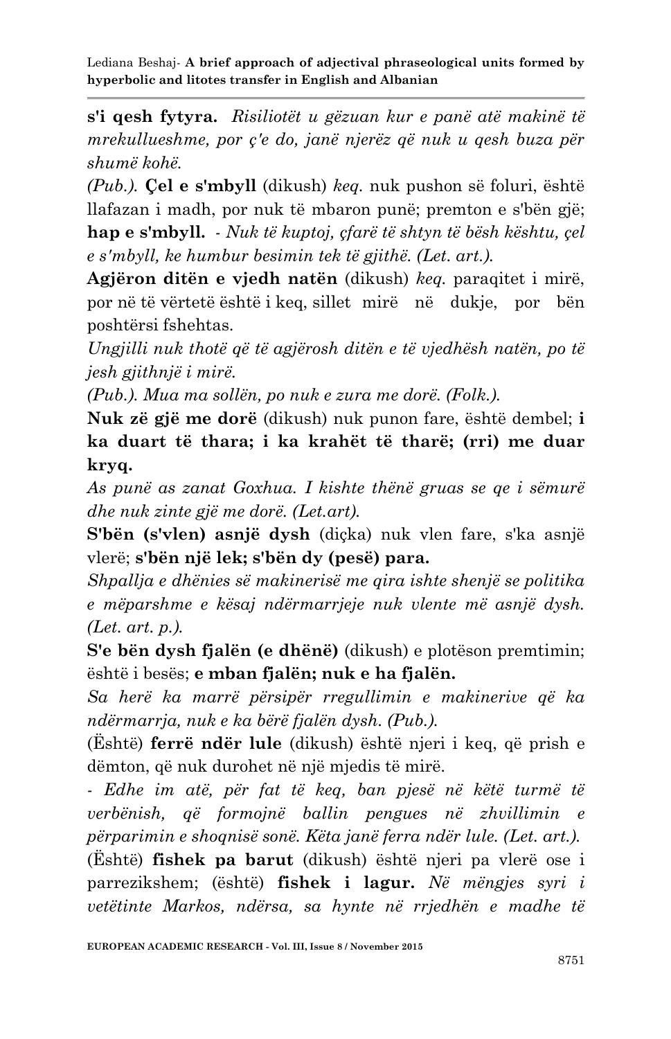**s'i qesh fytyra.** *Risiliotët u gëzuan kur e panë atë makinë të mrekullueshme, por ç'e do, janë njerëz që nuk u qesh buza për shumë kohë.*

*(Pub.).* **Çel e s'mbyll** (dikush) *keq.* nuk pushon së foluri, është llafazan i madh, por nuk të mbaron punë; premton e s'bën gjë; **hap e s'mbyll.** *- Nuk të kuptoj, çfarë të shtyn të bësh kështu, çel e s'mbyll, ke humbur besimin tek të gjithë. (Let. art.).*

**Agjëron ditën e vjedh natën** (dikush) *keq.* paraqitet i mirë, por në të vërtetë është i keq, sillet mirë në dukje, por bën poshtërsi fshehtas.

*Ungjilli nuk thotë që të agjërosh ditën e të vjedhësh natën, po të jesh gjithnjë i mirë.*

*(Pub.). Mua ma sollën, po nuk e zura me dorë. (Folk.).*

**Nuk zë gjë me dorë** (dikush) nuk punon fare, është dembel; **i ka duart të thara; i ka krahët të tharë; (rri) me duar kryq.**

*As punë as zanat Goxhua. I kishte thënë gruas se qe i sëmurë dhe nuk zinte gjë me dorë. (Let.art).*

**S'bën (s'vlen) asnjë dysh** (diçka) nuk vlen fare, s'ka asnjë vlerë; **s'bën një lek; s'bën dy (pesë) para.**

*Shpallja e dhënies së makinerisë me qira ishte shenjë se politika e mëparshme e kësaj ndërmarrjeje nuk vlente më asnjë dysh. (Let. art. p.).*

**S'e bën dysh fjalën (e dhënë)** (dikush) e plotëson premtimin; është i besës; **e mban fjalën; nuk e ha fjalën.**

*Sa herë ka marrë përsipër rregullimin e makinerive që ka ndërmarrja, nuk e ka bërë fjalën dysh. (Pub.).*

(Është) **ferrë ndër lule** (dikush) është njeri i keq, që prish e dëmton, që nuk durohet në një mjedis të mirë.

*- Edhe im atë, për fat të keq, ban pjesë në këtë turmë të verbënish, që formojnë ballin pengues në zhvillimin e përparimin e shoqnisë sonë. Këta janë ferra ndër lule. (Let. art.).*

(Është) **fishek pa barut** (dikush) është njeri pa vlerë ose i parrezikshem; (është) **fishek i lagur.** *Në mëngjes syri i vetëtinte Markos, ndërsa, sa hynte në rrjedhën e madhe të*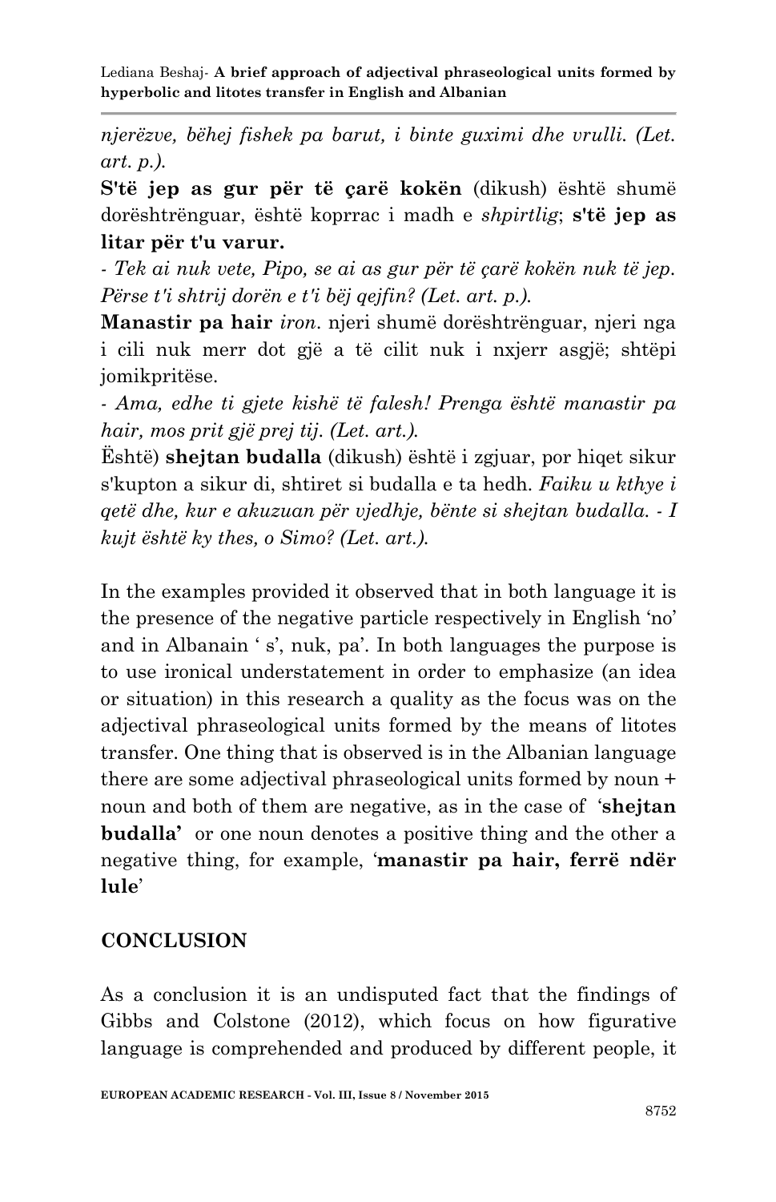*njerëzve, bëhej fishek pa barut, i binte guximi dhe vrulli. (Let. art. p.).*

**S'të jep as gur për të çarë kokën** (dikush) është shumë dorështrënguar, është koprrac i madh e *shpirtlig*; **s'të jep as litar për t'u varur.**

*- Tek ai nuk vete, Pipo, se ai as gur për të çarë kokën nuk të jep. Përse t'i shtrij dorën e t'i bëj qejfin? (Let. art. p.).*

**Manastir pa hair** *iron.* njeri shumë dorështrënguar, njeri nga i cili nuk merr dot gjë a të cilit nuk i nxjerr asgjë; shtëpi jomikpritëse.

*- Ama, edhe ti gjete kishë të falesh! Prenga është manastir pa hair, mos prit gjë prej tij. (Let. art.).*

Është) **shejtan budalla** (dikush) është i zgjuar, por hiqet sikur s'kupton a sikur di, shtiret si budalla e ta hedh. *Faiku u kthye i qetë dhe, kur e akuzuan për vjedhje, bënte si shejtan budalla. - I kujt është ky thes, o Simo? (Let. art.).*

In the examples provided it observed that in both language it is the presence of the negative particle respectively in English 'no' and in Albanain ' s', nuk, pa'. In both languages the purpose is to use ironical understatement in order to emphasize (an idea or situation) in this research a quality as the focus was on the adjectival phraseological units formed by the means of litotes transfer. One thing that is observed is in the Albanian language there are some adjectival phraseological units formed by noun + noun and both of them are negative, as in the case of '**shejtan budalla'** or one noun denotes a positive thing and the other a negative thing, for example, '**manastir pa hair, ferrë ndër lule**'

## CONCLUSION

As a conclusion it is an undisputed fact that the findings of Gibbs and Colstone (2012), which focus on how figurative language is comprehended and produced by different people, it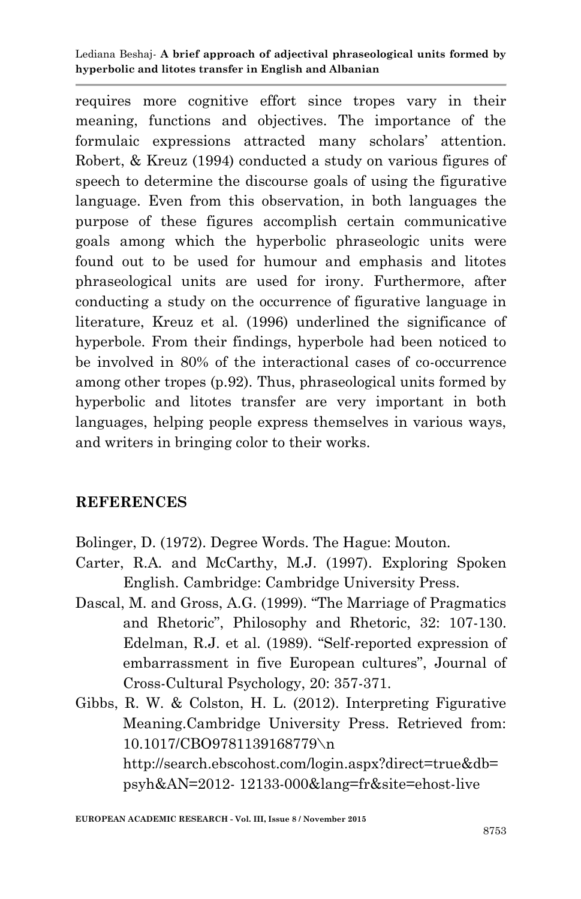requires more cognitive effort since tropes vary in their meaning, functions and objectives. The importance of the formulaic expressions attracted many scholars' attention. Robert, & Kreuz (1994) conducted a study on various figures of speech to determine the discourse goals of using the figurative language. Even from this observation, in both languages the purpose of these figures accomplish certain communicative goals among which the hyperbolic phraseologic units were found out to be used for humour and emphasis and litotes phraseological units are used for irony. Furthermore, after conducting a study on the occurrence of figurative language in literature, Kreuz et al. (1996) underlined the significance of hyperbole. From their findings, hyperbole had been noticed to be involved in 80% of the interactional cases of co-occurrence among other tropes (p.92). Thus, phraseological units formed by hyperbolic and litotes transfer are very important in both languages, helping people express themselves in various ways, and writers in bringing color to their works.

## REFERENCES

Bolinger, D. (1972). Degree Words. The Hague: Mouton.

Carter, R.A. and McCarthy, M.J. (1997). Exploring Spoken English. Cambridge: Cambridge University Press.

Dascal, M. and Gross, A.G. (1999). "The Marriage of Pragmatics and Rhetoric", Philosophy and Rhetoric, 32: 107-130. Edelman, R.J. et al. (1989). "Self-reported expression of embarrassment in five European cultures", Journal of Cross-Cultural Psychology, 20: 357-371.

Gibbs, R. W. & Colston, H. L. (2012). Interpreting Figurative Meaning.Cambridge University Press. Retrieved from: 10.1017/CBO9781139168779\n http://search.ebscohost.com/login.aspx?direct=true&db=psyh&AN=2012- 12133-000&lang=fr&site=ehost-live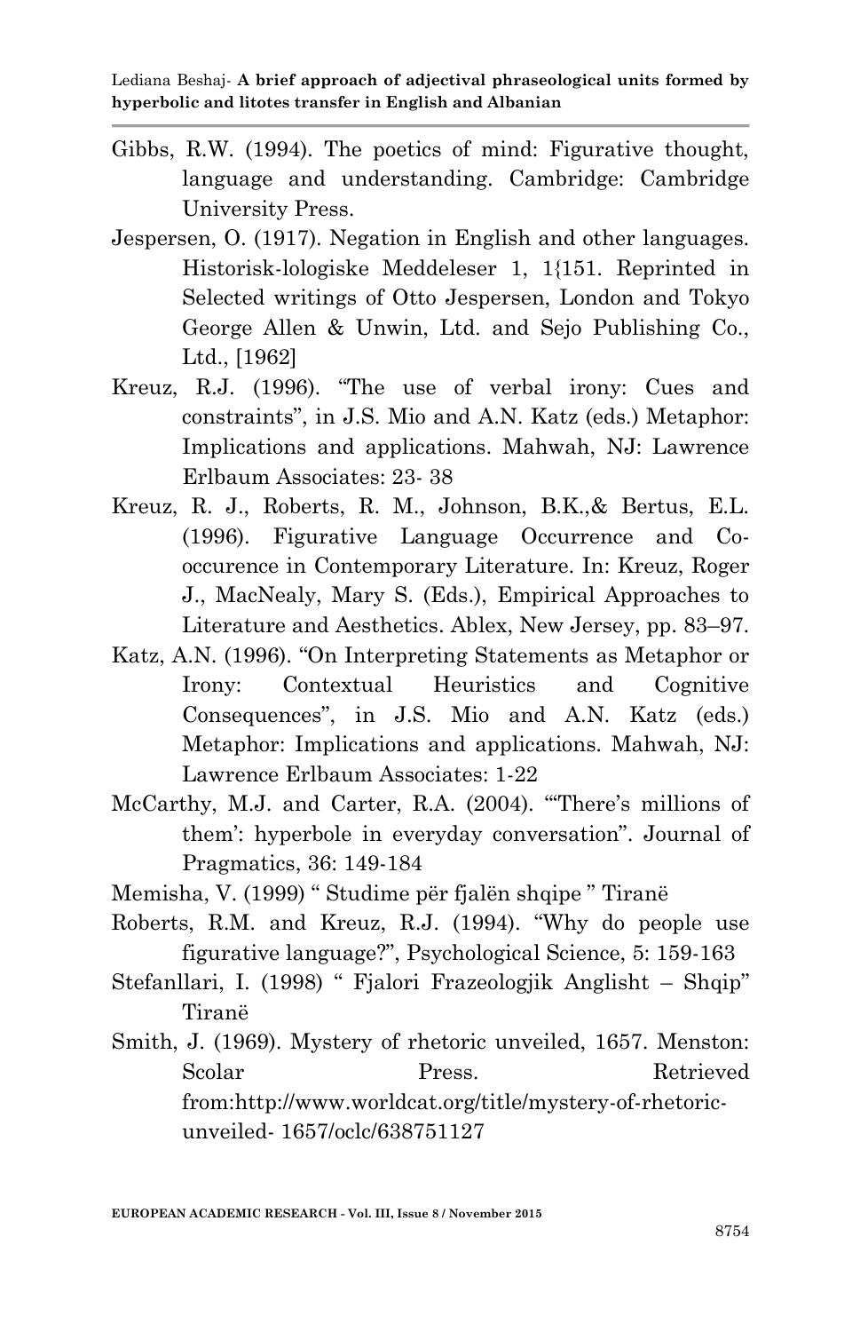Gibbs, R.W. (1994). The poetics of mind: Figurative thought, language and understanding. Cambridge: Cambridge University Press.

Jespersen, O. (1917). Negation in English and other languages. Historisk-lologiske Meddeleser 1, 1{151. Reprinted in Selected writings of Otto Jespersen, London and Tokyo George Allen & Unwin, Ltd. and Sejo Publishing Co., Ltd., [1962]

Kreuz, R.J. (1996). "The use of verbal irony: Cues and constraints", in J.S. Mio and A.N. Katz (eds.) Metaphor: Implications and applications. Mahwah, NJ: Lawrence Erlbaum Associates: 23- 38

Kreuz, R. J., Roberts, R. M., Johnson, B.K.,& Bertus, E.L. (1996). Figurative Language Occurrence and Co-occurence in Contemporary Literature. In: Kreuz, Roger J., MacNealy, Mary S. (Eds.), Empirical Approaches to Literature and Aesthetics. Ablex, New Jersey, pp. 83–97.

Katz, A.N. (1996). "On Interpreting Statements as Metaphor or Irony: Contextual Heuristics and Cognitive Consequences", in J.S. Mio and A.N. Katz (eds.) Metaphor: Implications and applications. Mahwah, NJ: Lawrence Erlbaum Associates: 1-22

McCarthy, M.J. and Carter, R.A. (2004). "'There's millions of them': hyperbole in everyday conversation". Journal of Pragmatics, 36: 149-184

Memisha, V. (1999) " Studime për fjalën shqipe " Tiranë

Roberts, R.M. and Kreuz, R.J. (1994). "Why do people use figurative language?", Psychological Science, 5: 159-163

Stefanllari, I. (1998) " Fjalori Frazeologjik Anglisht – Shqip" Tiranë

Smith, J. (1969). Mystery of rhetoric unveiled, 1657. Menston: Scolar Press. Retrieved from:http://www.worldcat.org/title/mystery-of-rhetoric-unveiled- 1657/oclc/638751127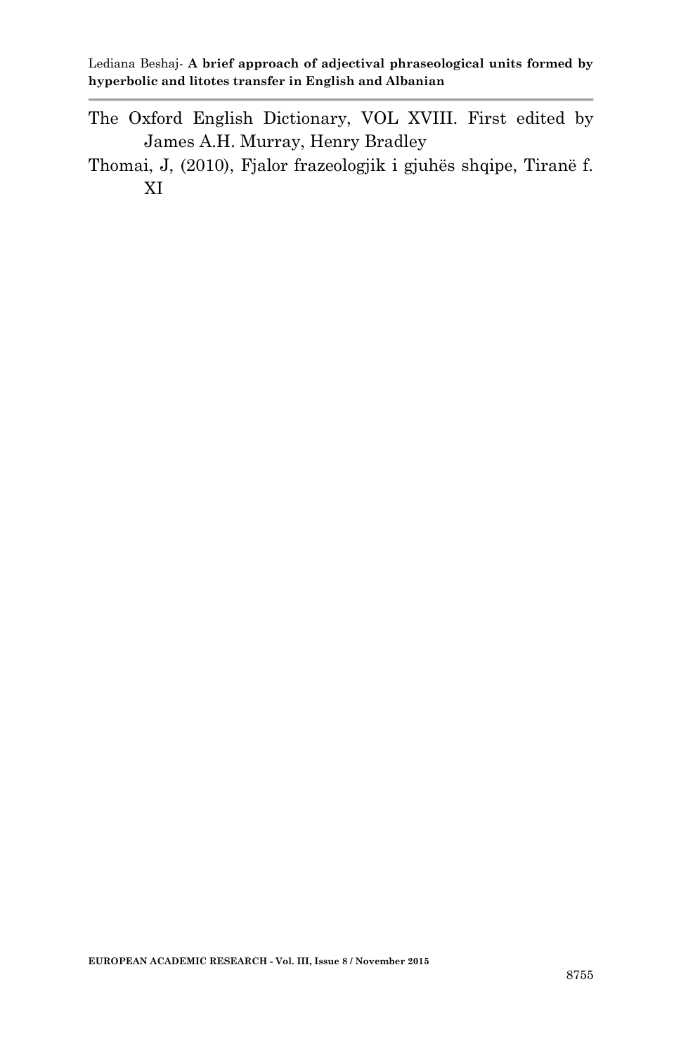The Oxford English Dictionary, VOL XVIII. First edited by James A.H. Murray, Henry Bradley

Thomai, J, (2010), Fjalor frazeologjik i gjuhës shqipe, Tiranë f. XI